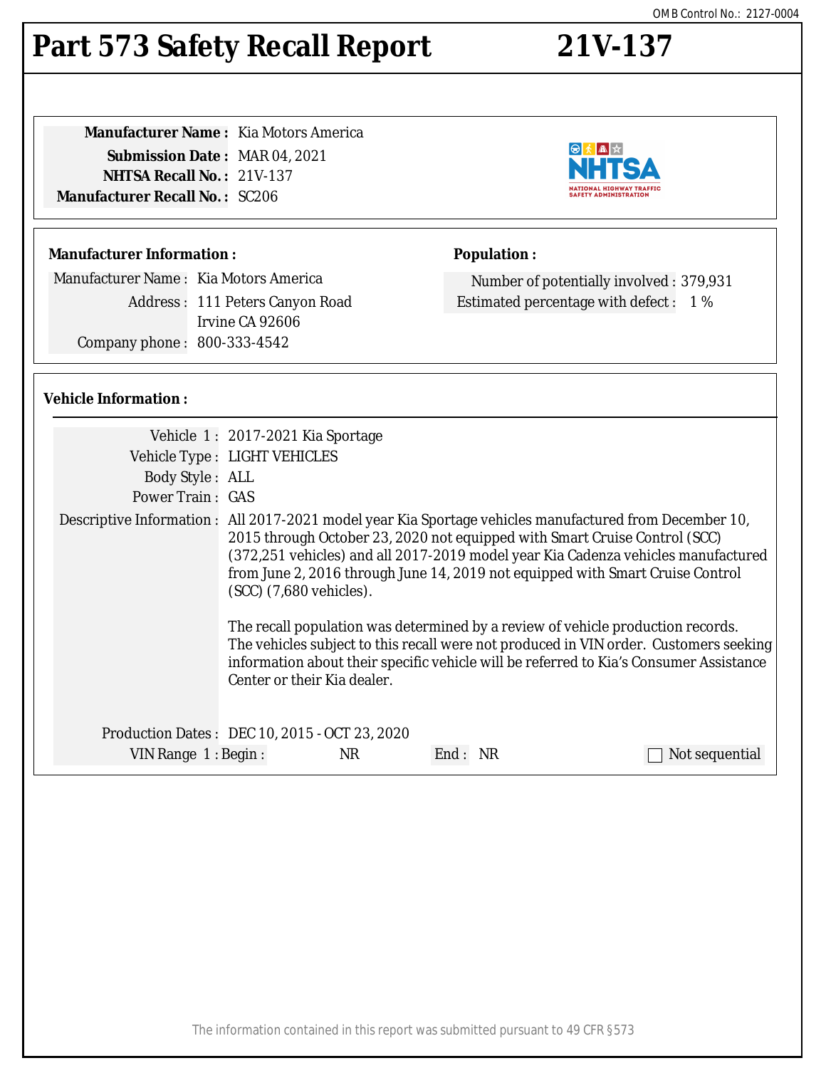OMB Control No.: 2127-0004

# Part 573 Safety Recall Report 21V-137

**Manufacturer Name :** Kia Motors America
**Submission Date :** MAR 04, 2021
**NHTSA Recall No. :** 21V-137
**Manufacturer Recall No. :** SC206

## Manufacturer Information :

Manufacturer Name : Kia Motors America
Address : 111 Peters Canyon Road
Irvine CA 92606
Company phone : 800-333-4542

## Population :

Number of potentially involved : 379,931
Estimated percentage with defect : 1 %

## Vehicle Information :

Vehicle 1 : 2017-2021 Kia Sportage
Vehicle Type : LIGHT VEHICLES
Body Style : ALL
Power Train : GAS
Descriptive Information : All 2017-2021 model year Kia Sportage vehicles manufactured from December 10, 2015 through October 23, 2020 not equipped with Smart Cruise Control (SCC) (372,251 vehicles) and all 2017-2019 model year Kia Cadenza vehicles manufactured from June 2, 2016 through June 14, 2019 not equipped with Smart Cruise Control (SCC) (7,680 vehicles).

The recall population was determined by a review of vehicle production records. The vehicles subject to this recall were not produced in VIN order. Customers seeking information about their specific vehicle will be referred to Kia's Consumer Assistance Center or their Kia dealer.

Production Dates : DEC 10, 2015 - OCT 23, 2020
VIN Range 1 : Begin : NR End : NR ☐ Not sequential

The information contained in this report was submitted pursuant to 49 CFR §573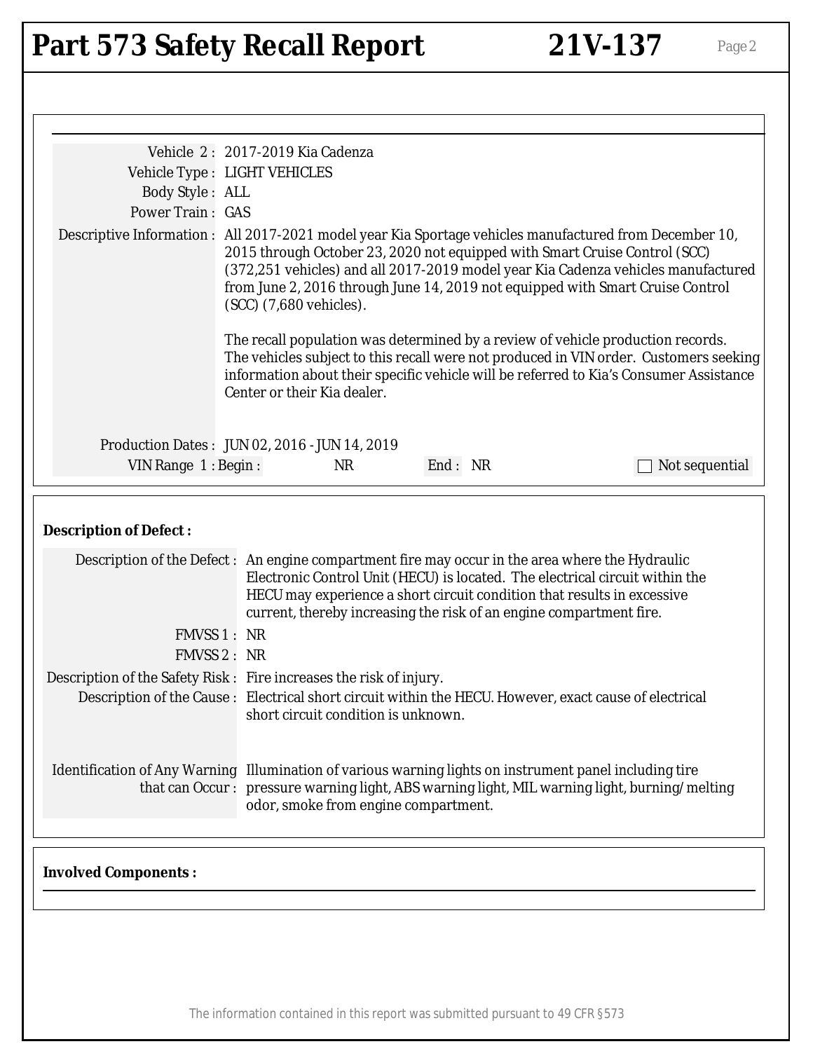Vehicle 2 : 2017-2019 Kia Cadenza

Vehicle Type : LIGHT VEHICLES

Body Style : ALL

Power Train : GAS

Descriptive Information : All 2017-2021 model year Kia Sportage vehicles manufactured from December 10, 2015 through October 23, 2020 not equipped with Smart Cruise Control (SCC) (372,251 vehicles) and all 2017-2019 model year Kia Cadenza vehicles manufactured from June 2, 2016 through June 14, 2019 not equipped with Smart Cruise Control (SCC) (7,680 vehicles).

The recall population was determined by a review of vehicle production records. The vehicles subject to this recall were not produced in VIN order. Customers seeking information about their specific vehicle will be referred to Kia's Consumer Assistance Center or their Kia dealer.

Production Dates : JUN 02, 2016 - JUN 14, 2019

VIN Range 1 : Begin : NR End : NR ☐ Not sequential

**Description of Defect :**

Description of the Defect : An engine compartment fire may occur in the area where the Hydraulic Electronic Control Unit (HECU) is located. The electrical circuit within the HECU may experience a short circuit condition that results in excessive current, thereby increasing the risk of an engine compartment fire.

FMVSS 1 : NR

FMVSS 2 : NR

Description of the Safety Risk : Fire increases the risk of injury.

Description of the Cause : Electrical short circuit within the HECU. However, exact cause of electrical short circuit condition is unknown.

Identification of Any Warning that can Occur : Illumination of various warning lights on instrument panel including tire pressure warning light, ABS warning light, MIL warning light, burning/melting odor, smoke from engine compartment.

**Involved Components :**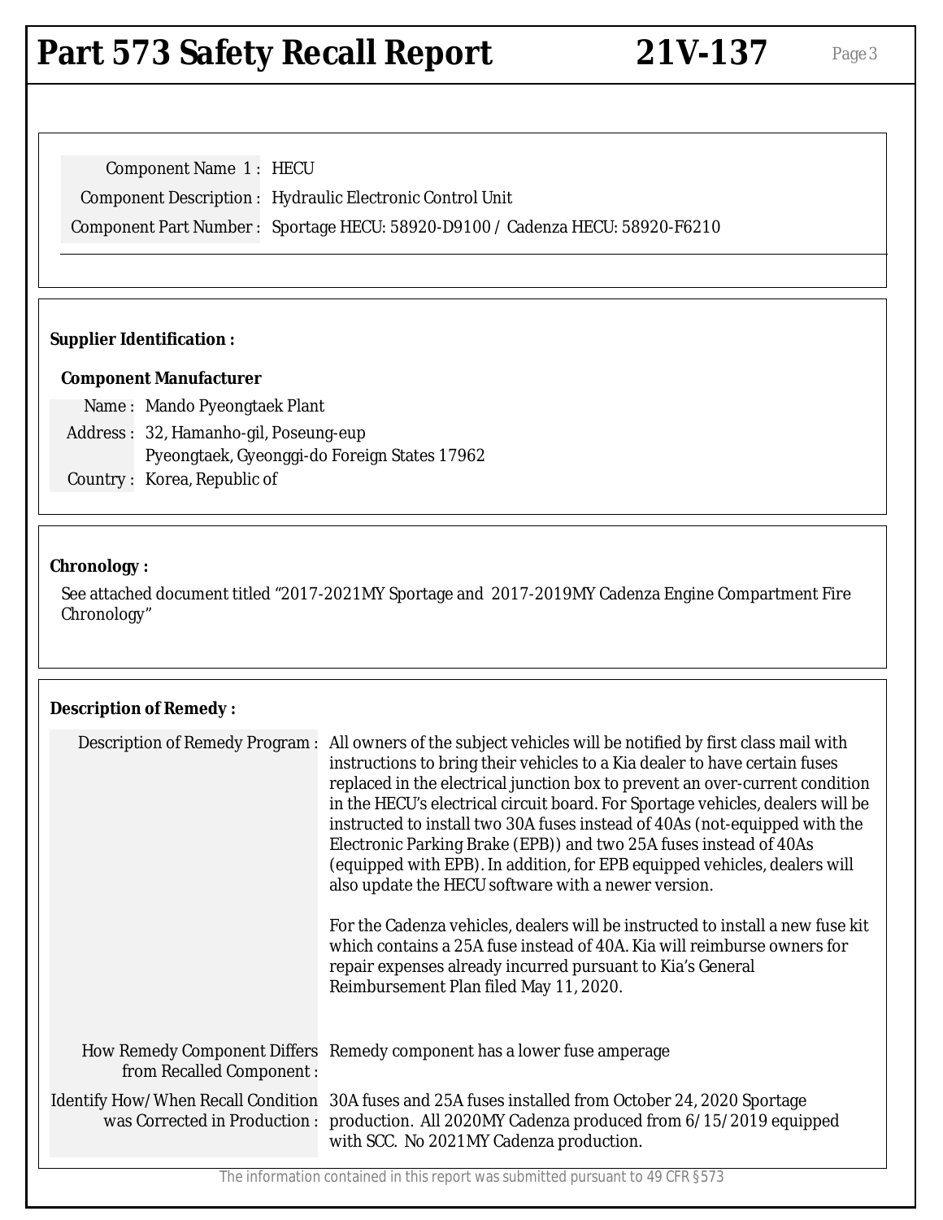Component Name 1 : HECU

Component Description : Hydraulic Electronic Control Unit

Component Part Number : Sportage HECU: 58920-D9100 / Cadenza HECU: 58920-F6210

**Supplier Identification :**

**Component Manufacturer**

Name : Mando Pyeongtaek Plant

Address : 32, Hamanho-gil, Poseung-eup
Pyeongtaek, Gyeonggi-do Foreign States 17962

Country : Korea, Republic of

**Chronology :**

See attached document titled "2017-2021MY Sportage and 2017-2019MY Cadenza Engine Compartment Fire Chronology"

**Description of Remedy :**

Description of Remedy Program : All owners of the subject vehicles will be notified by first class mail with instructions to bring their vehicles to a Kia dealer to have certain fuses replaced in the electrical junction box to prevent an over-current condition in the HECU's electrical circuit board. For Sportage vehicles, dealers will be instructed to install two 30A fuses instead of 40As (not-equipped with the Electronic Parking Brake (EPB)) and two 25A fuses instead of 40As (equipped with EPB). In addition, for EPB equipped vehicles, dealers will also update the HECU software with a newer version.

For the Cadenza vehicles, dealers will be instructed to install a new fuse kit which contains a 25A fuse instead of 40A. Kia will reimburse owners for repair expenses already incurred pursuant to Kia's General Reimbursement Plan filed May 11, 2020.

How Remedy Component Differs from Recalled Component : Remedy component has a lower fuse amperage

Identify How/When Recall Condition was Corrected in Production : 30A fuses and 25A fuses installed from October 24, 2020 Sportage production. All 2020MY Cadenza produced from 6/15/2019 equipped with SCC. No 2021MY Cadenza production.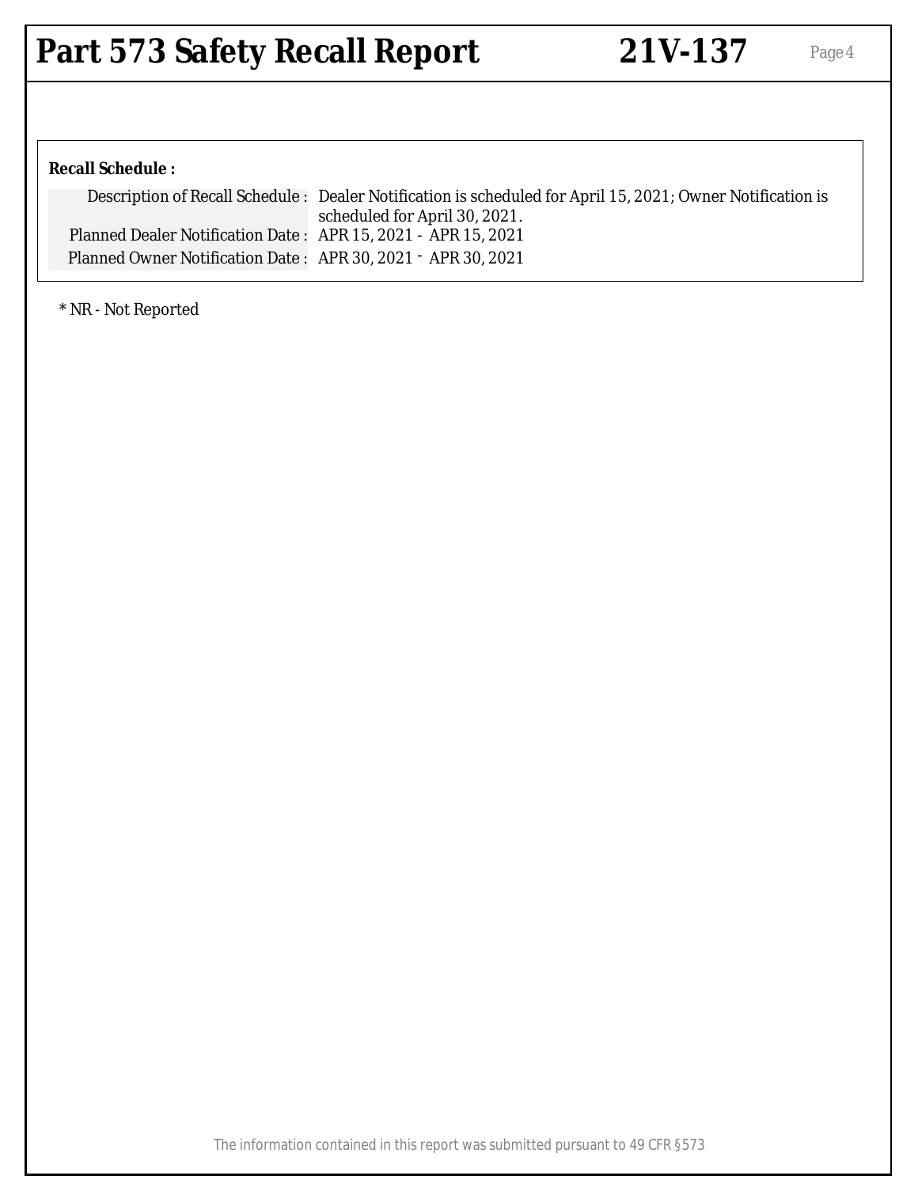**Recall Schedule :**

| | |
|---|---|
| Description of Recall Schedule : | Dealer Notification is scheduled for April 15, 2021; Owner Notification is scheduled for April 30, 2021. |
| Planned Dealer Notification Date : | APR 15, 2021 - APR 15, 2021 |
| Planned Owner Notification Date : | APR 30, 2021 - APR 30, 2021 |

* NR - Not Reported